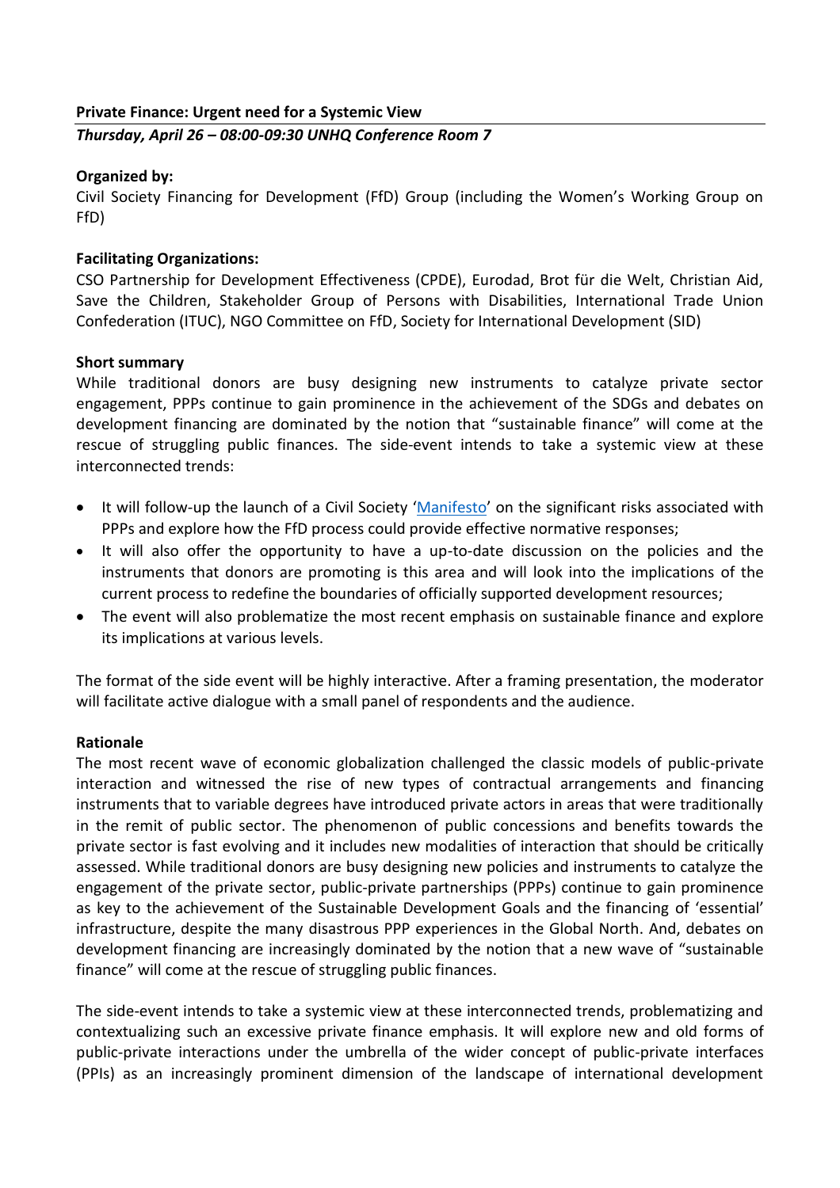**Private Finance: Urgent need for a Systemic View**

***Thursday, April 26 – 08:00-09:30 UNHQ Conference Room 7***

**Organized by:**

Civil Society Financing for Development (FfD) Group (including the Women's Working Group on FfD)

**Facilitating Organizations:**

CSO Partnership for Development Effectiveness (CPDE), Eurodad, Brot für die Welt, Christian Aid, Save the Children, Stakeholder Group of Persons with Disabilities, International Trade Union Confederation (ITUC), NGO Committee on FfD, Society for International Development (SID)

**Short summary**

While traditional donors are busy designing new instruments to catalyze private sector engagement, PPPs continue to gain prominence in the achievement of the SDGs and debates on development financing are dominated by the notion that "sustainable finance" will come at the rescue of struggling public finances. The side-event intends to take a systemic view at these interconnected trends:

- It will follow-up the launch of a Civil Society 'Manifesto' on the significant risks associated with PPPs and explore how the FfD process could provide effective normative responses;
- It will also offer the opportunity to have a up-to-date discussion on the policies and the instruments that donors are promoting is this area and will look into the implications of the current process to redefine the boundaries of officially supported development resources;
- The event will also problematize the most recent emphasis on sustainable finance and explore its implications at various levels.

The format of the side event will be highly interactive. After a framing presentation, the moderator will facilitate active dialogue with a small panel of respondents and the audience.

**Rationale**

The most recent wave of economic globalization challenged the classic models of public-private interaction and witnessed the rise of new types of contractual arrangements and financing instruments that to variable degrees have introduced private actors in areas that were traditionally in the remit of public sector. The phenomenon of public concessions and benefits towards the private sector is fast evolving and it includes new modalities of interaction that should be critically assessed. While traditional donors are busy designing new policies and instruments to catalyze the engagement of the private sector, public-private partnerships (PPPs) continue to gain prominence as key to the achievement of the Sustainable Development Goals and the financing of 'essential' infrastructure, despite the many disastrous PPP experiences in the Global North. And, debates on development financing are increasingly dominated by the notion that a new wave of "sustainable finance" will come at the rescue of struggling public finances.

The side-event intends to take a systemic view at these interconnected trends, problematizing and contextualizing such an excessive private finance emphasis. It will explore new and old forms of public-private interactions under the umbrella of the wider concept of public-private interfaces (PPIs) as an increasingly prominent dimension of the landscape of international development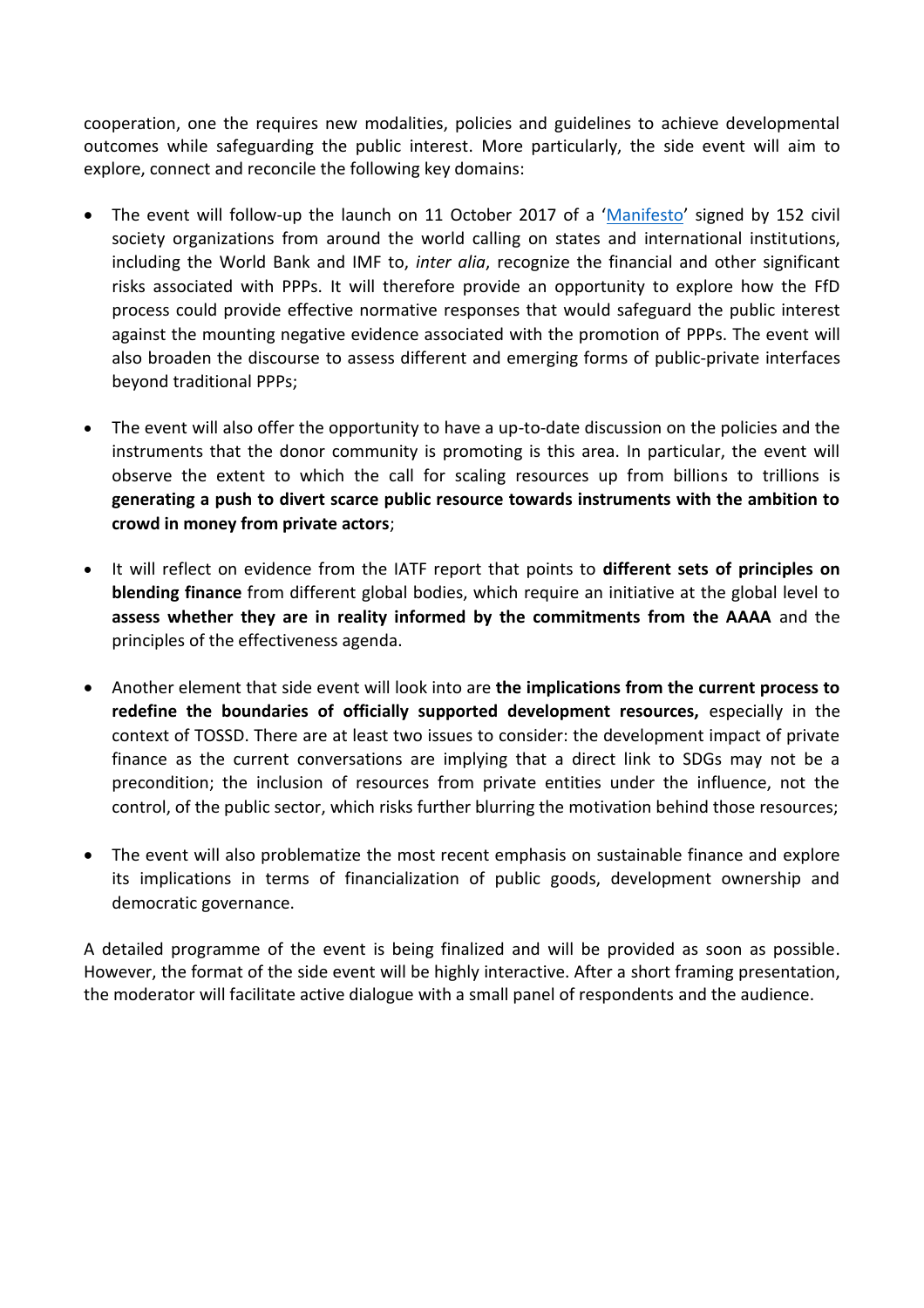cooperation, one the requires new modalities, policies and guidelines to achieve developmental outcomes while safeguarding the public interest. More particularly, the side event will aim to explore, connect and reconcile the following key domains:

- The event will follow-up the launch on 11 October 2017 of a '[Manifesto](Manifesto)' signed by 152 civil society organizations from around the world calling on states and international institutions, including the World Bank and IMF to, *inter alia*, recognize the financial and other significant risks associated with PPPs. It will therefore provide an opportunity to explore how the FfD process could provide effective normative responses that would safeguard the public interest against the mounting negative evidence associated with the promotion of PPPs. The event will also broaden the discourse to assess different and emerging forms of public-private interfaces beyond traditional PPPs;

- The event will also offer the opportunity to have a up-to-date discussion on the policies and the instruments that the donor community is promoting is this area. In particular, the event will observe the extent to which the call for scaling resources up from billions to trillions is **generating a push to divert scarce public resource towards instruments with the ambition to crowd in money from private actors**;

- It will reflect on evidence from the IATF report that points to **different sets of principles on blending finance** from different global bodies, which require an initiative at the global level to **assess whether they are in reality informed by the commitments from the AAAA** and the principles of the effectiveness agenda.

- Another element that side event will look into are **the implications from the current process to redefine the boundaries of officially supported development resources,** especially in the context of TOSSD. There are at least two issues to consider: the development impact of private finance as the current conversations are implying that a direct link to SDGs may not be a precondition; the inclusion of resources from private entities under the influence, not the control, of the public sector, which risks further blurring the motivation behind those resources;

- The event will also problematize the most recent emphasis on sustainable finance and explore its implications in terms of financialization of public goods, development ownership and democratic governance.

A detailed programme of the event is being finalized and will be provided as soon as possible. However, the format of the side event will be highly interactive. After a short framing presentation, the moderator will facilitate active dialogue with a small panel of respondents and the audience.